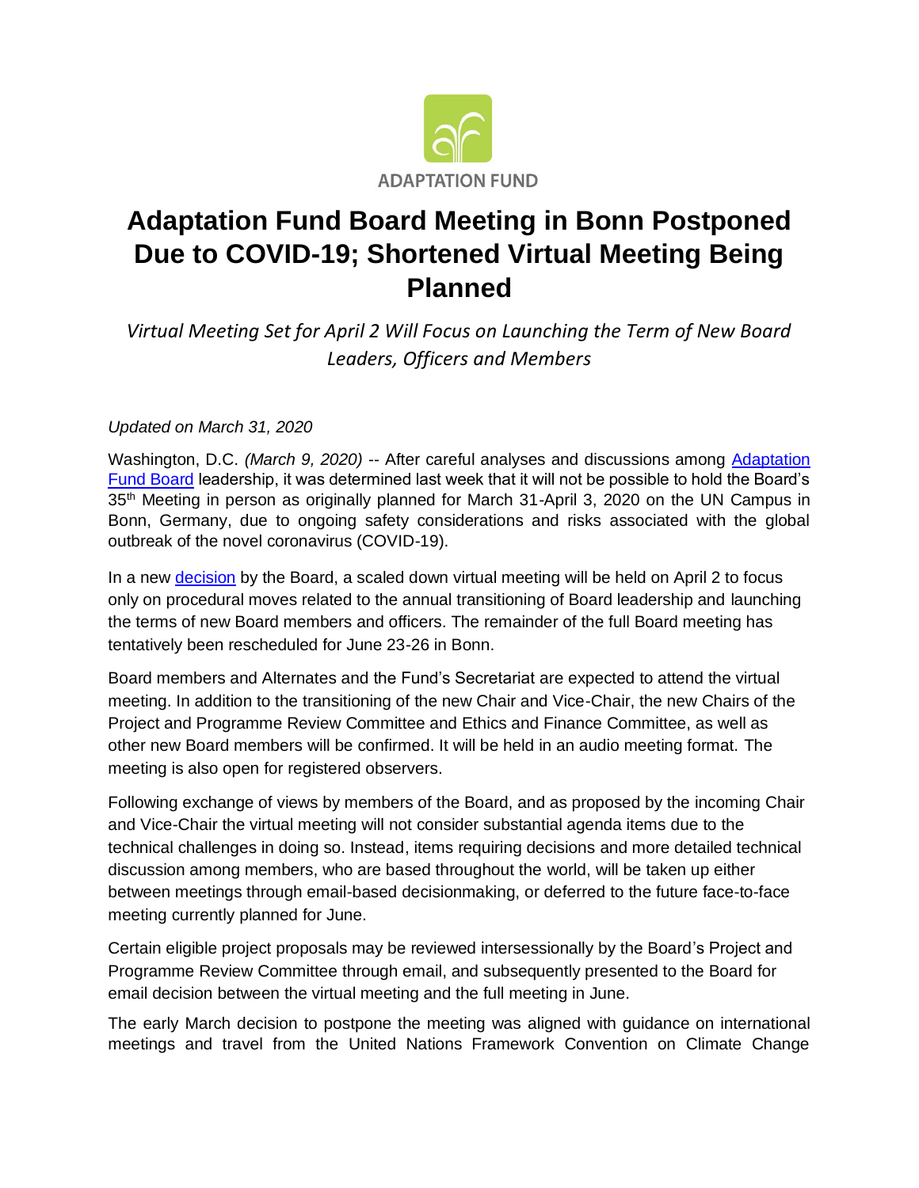ADAPTATION FUND

# Adaptation Fund Board Meeting in Bonn Postponed Due to COVID-19; Shortened Virtual Meeting Being Planned

*Virtual Meeting Set for April 2 Will Focus on Launching the Term of New Board Leaders, Officers and Members*

*Updated on March 31, 2020*

Washington, D.C. *(March 9, 2020)* -- After careful analyses and discussions among Adaptation Fund Board leadership, it was determined last week that it will not be possible to hold the Board's 35th Meeting in person as originally planned for March 31-April 3, 2020 on the UN Campus in Bonn, Germany, due to ongoing safety considerations and risks associated with the global outbreak of the novel coronavirus (COVID-19).

In a new decision by the Board, a scaled down virtual meeting will be held on April 2 to focus only on procedural moves related to the annual transitioning of Board leadership and launching the terms of new Board members and officers. The remainder of the full Board meeting has tentatively been rescheduled for June 23-26 in Bonn.

Board members and Alternates and the Fund's Secretariat are expected to attend the virtual meeting. In addition to the transitioning of the new Chair and Vice-Chair, the new Chairs of the Project and Programme Review Committee and Ethics and Finance Committee, as well as other new Board members will be confirmed. It will be held in an audio meeting format. The meeting is also open for registered observers.

Following exchange of views by members of the Board, and as proposed by the incoming Chair and Vice-Chair the virtual meeting will not consider substantial agenda items due to the technical challenges in doing so. Instead, items requiring decisions and more detailed technical discussion among members, who are based throughout the world, will be taken up either between meetings through email-based decisionmaking, or deferred to the future face-to-face meeting currently planned for June.

Certain eligible project proposals may be reviewed intersessionally by the Board's Project and Programme Review Committee through email, and subsequently presented to the Board for email decision between the virtual meeting and the full meeting in June.

The early March decision to postpone the meeting was aligned with guidance on international meetings and travel from the United Nations Framework Convention on Climate Change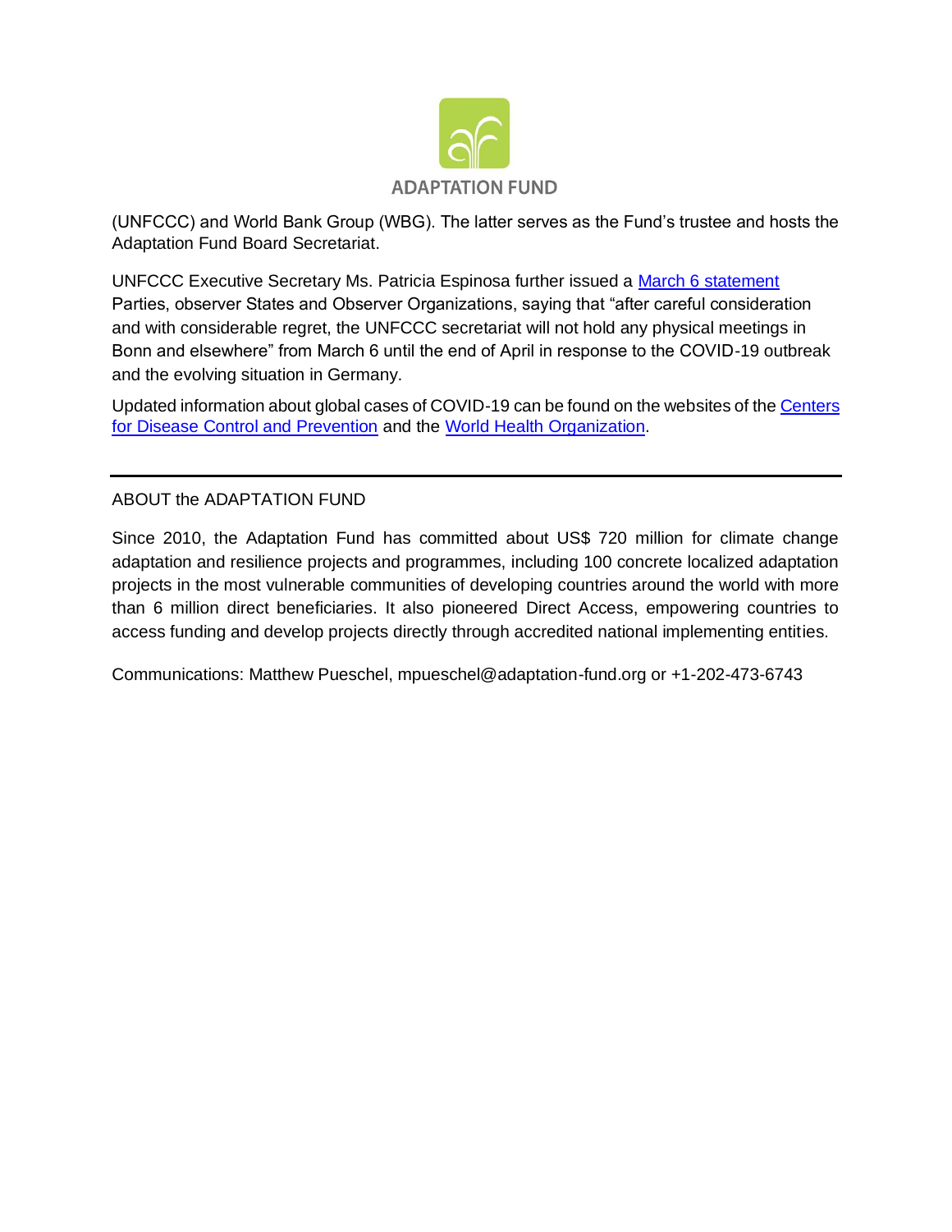(UNFCCC) and World Bank Group (WBG). The latter serves as the Fund's trustee and hosts the Adaptation Fund Board Secretariat.

UNFCCC Executive Secretary Ms. Patricia Espinosa further issued a March 6 statement Parties, observer States and Observer Organizations, saying that "after careful consideration and with considerable regret, the UNFCCC secretariat will not hold any physical meetings in Bonn and elsewhere" from March 6 until the end of April in response to the COVID-19 outbreak and the evolving situation in Germany.

Updated information about global cases of COVID-19 can be found on the websites of the Centers for Disease Control and Prevention and the World Health Organization.

---

ABOUT the ADAPTATION FUND

Since 2010, the Adaptation Fund has committed about US$ 720 million for climate change adaptation and resilience projects and programmes, including 100 concrete localized adaptation projects in the most vulnerable communities of developing countries around the world with more than 6 million direct beneficiaries. It also pioneered Direct Access, empowering countries to access funding and develop projects directly through accredited national implementing entities.

Communications: Matthew Pueschel, mpueschel@adaptation-fund.org or +1-202-473-6743